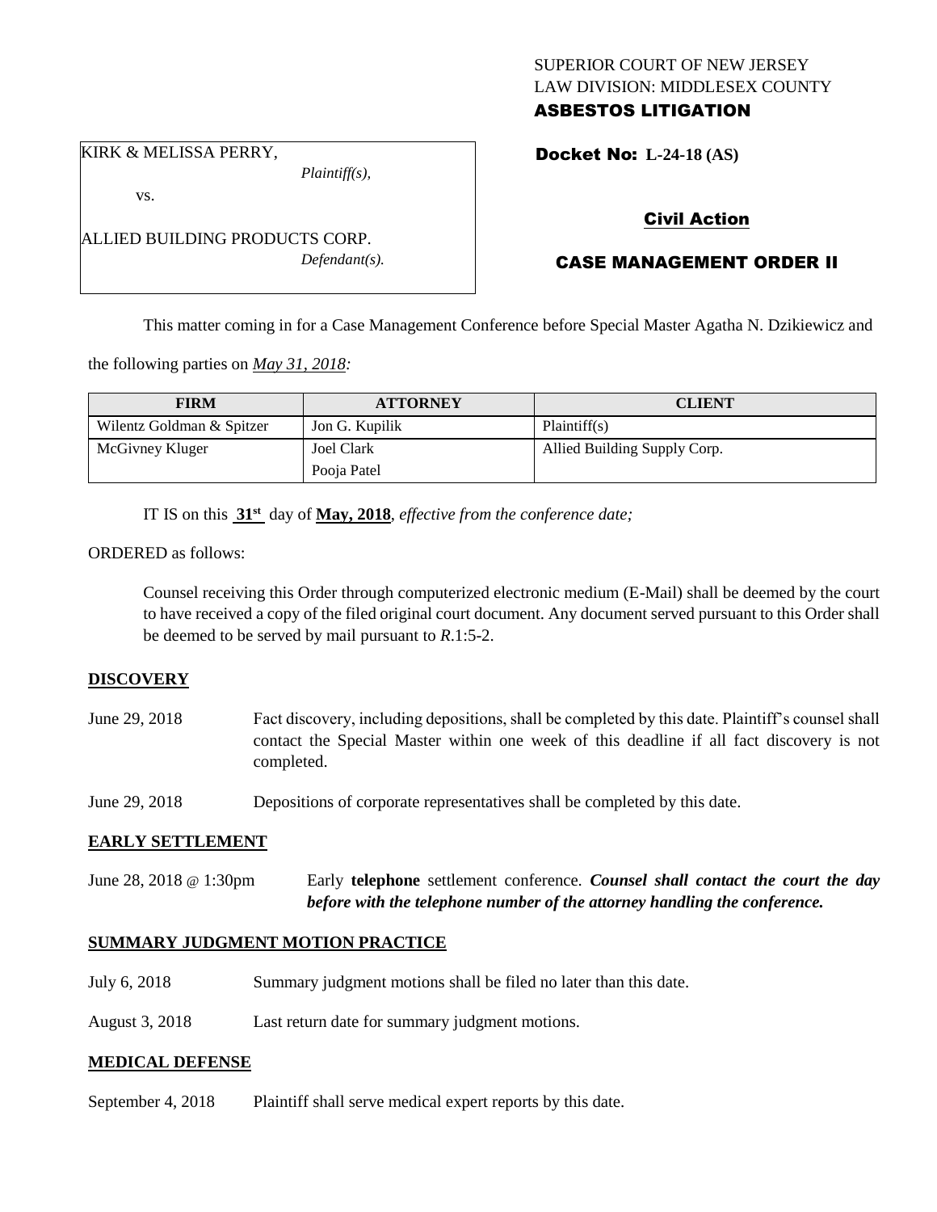SUPERIOR COURT OF NEW JERSEY
LAW DIVISION: MIDDLESEX COUNTY
**ASBESTOS LITIGATION**

KIRK & MELISSA PERRY,
*Plaintiff(s),*
vs.
ALLIED BUILDING PRODUCTS CORP.
*Defendant(s).*

**Docket No: L-24-18 (AS)**

## Civil Action

## CASE MANAGEMENT ORDER II

This matter coming in for a Case Management Conference before Special Master Agatha N. Dzikiewicz and the following parties on *May 31, 2018:*

| FIRM | ATTORNEY | CLIENT |
|---|---|---|
| Wilentz Goldman & Spitzer | Jon G. Kupilik | Plaintiff(s) |
| McGivney Kluger | Joel Clark<br>Pooja Patel | Allied Building Supply Corp. |

IT IS on this **31st** day of **May, 2018**, *effective from the conference date;*

ORDERED as follows:

Counsel receiving this Order through computerized electronic medium (E-Mail) shall be deemed by the court to have received a copy of the filed original court document. Any document served pursuant to this Order shall be deemed to be served by mail pursuant to *R*.1:5-2.

### DISCOVERY

June 29, 2018 — Fact discovery, including depositions, shall be completed by this date. Plaintiff's counsel shall contact the Special Master within one week of this deadline if all fact discovery is not completed.

June 29, 2018 — Depositions of corporate representatives shall be completed by this date.

### EARLY SETTLEMENT

June 28, 2018 @ 1:30pm — Early **telephone** settlement conference. ***Counsel shall contact the court the day before with the telephone number of the attorney handling the conference.***

### SUMMARY JUDGMENT MOTION PRACTICE

July 6, 2018 — Summary judgment motions shall be filed no later than this date.

August 3, 2018 — Last return date for summary judgment motions.

### MEDICAL DEFENSE

September 4, 2018 — Plaintiff shall serve medical expert reports by this date.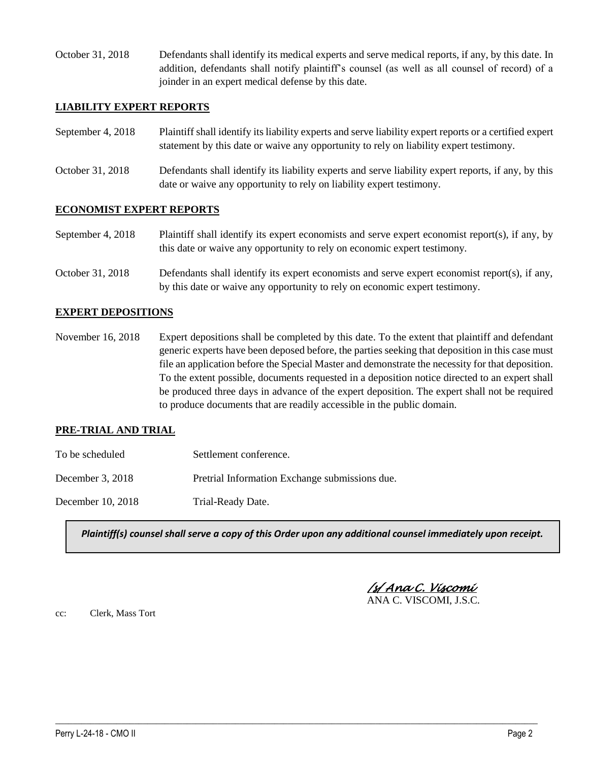| | |
|---|---|
| October 31, 2018 | Defendants shall identify its medical experts and serve medical reports, if any, by this date. In addition, defendants shall notify plaintiff's counsel (as well as all counsel of record) of a joinder in an expert medical defense by this date. |

## LIABILITY EXPERT REPORTS

| | |
|---|---|
| September 4, 2018 | Plaintiff shall identify its liability experts and serve liability expert reports or a certified expert statement by this date or waive any opportunity to rely on liability expert testimony. |
| October 31, 2018 | Defendants shall identify its liability experts and serve liability expert reports, if any, by this date or waive any opportunity to rely on liability expert testimony. |

## ECONOMIST EXPERT REPORTS

| | |
|---|---|
| September 4, 2018 | Plaintiff shall identify its expert economists and serve expert economist report(s), if any, by this date or waive any opportunity to rely on economic expert testimony. |
| October 31, 2018 | Defendants shall identify its expert economists and serve expert economist report(s), if any, by this date or waive any opportunity to rely on economic expert testimony. |

## EXPERT DEPOSITIONS

| | |
|---|---|
| November 16, 2018 | Expert depositions shall be completed by this date. To the extent that plaintiff and defendant generic experts have been deposed before, the parties seeking that deposition in this case must file an application before the Special Master and demonstrate the necessity for that deposition. To the extent possible, documents requested in a deposition notice directed to an expert shall be produced three days in advance of the expert deposition. The expert shall not be required to produce documents that are readily accessible in the public domain. |

## PRE-TRIAL AND TRIAL

| | |
|---|---|
| To be scheduled | Settlement conference. |
| December 3, 2018 | Pretrial Information Exchange submissions due. |
| December 10, 2018 | Trial-Ready Date. |

***Plaintiff(s) counsel shall serve a copy of this Order upon any additional counsel immediately upon receipt.***

*/s/ Ana C. Viscomi*
ANA C. VISCOMI, J.S.C.

cc: Clerk, Mass Tort